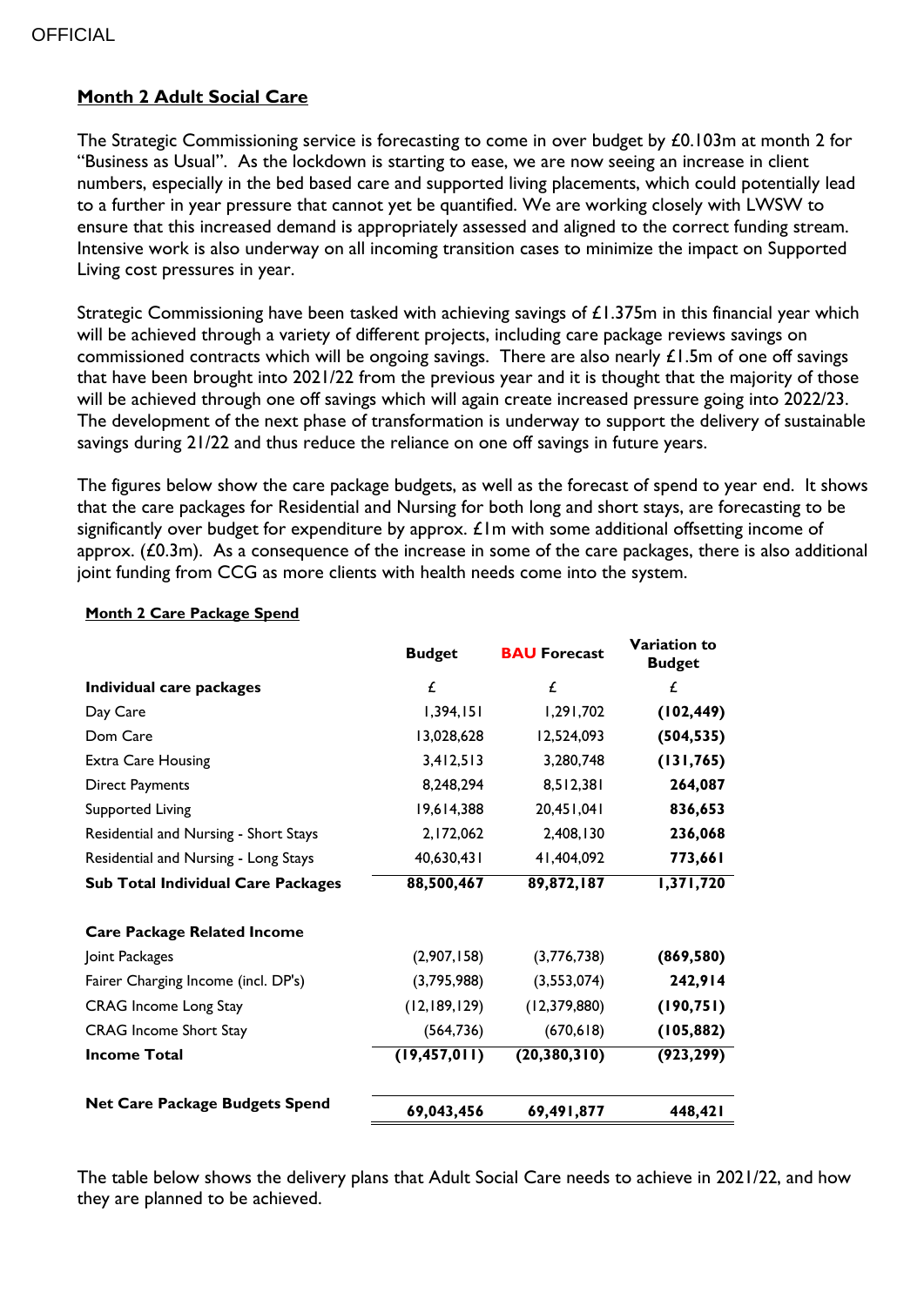## Month 2 Adult Social Care

The Strategic Commissioning service is forecasting to come in over budget by £0.103m at month 2 for "Business as Usual". As the lockdown is starting to ease, we are now seeing an increase in client numbers, especially in the bed based care and supported living placements, which could potentially lead to a further in year pressure that cannot yet be quantified. We are working closely with LWSW to ensure that this increased demand is appropriately assessed and aligned to the correct funding stream. Intensive work is also underway on all incoming transition cases to minimize the impact on Supported Living cost pressures in year.

Strategic Commissioning have been tasked with achieving savings of £1.375m in this financial year which will be achieved through a variety of different projects, including care package reviews savings on commissioned contracts which will be ongoing savings. There are also nearly £1.5m of one off savings that have been brought into 2021/22 from the previous year and it is thought that the majority of those will be achieved through one off savings which will again create increased pressure going into 2022/23. The development of the next phase of transformation is underway to support the delivery of sustainable savings during 21/22 and thus reduce the reliance on one off savings in future years.

The figures below show the care package budgets, as well as the forecast of spend to year end. It shows that the care packages for Residential and Nursing for both long and short stays, are forecasting to be significantly over budget for expenditure by approx. £1m with some additional offsetting income of approx. (£0.3m). As a consequence of the increase in some of the care packages, there is also additional joint funding from CCG as more clients with health needs come into the system.

**Month 2 Care Package Spend**

| | Budget | BAU Forecast | Variation to Budget |
|---|---|---|---|
| **Individual care packages** | £ | £ | £ |
| Day Care | 1,394,151 | 1,291,702 | **(102,449)** |
| Dom Care | 13,028,628 | 12,524,093 | **(504,535)** |
| Extra Care Housing | 3,412,513 | 3,280,748 | **(131,765)** |
| Direct Payments | 8,248,294 | 8,512,381 | **264,087** |
| Supported Living | 19,614,388 | 20,451,041 | **836,653** |
| Residential and Nursing - Short Stays | 2,172,062 | 2,408,130 | **236,068** |
| Residential and Nursing - Long Stays | 40,630,431 | 41,404,092 | **773,661** |
| **Sub Total Individual Care Packages** | **88,500,467** | **89,872,187** | **1,371,720** |
| | | | |
| **Care Package Related Income** | | | |
| Joint Packages | (2,907,158) | (3,776,738) | **(869,580)** |
| Fairer Charging Income (incl. DP's) | (3,795,988) | (3,553,074) | **242,914** |
| CRAG Income Long Stay | (12,189,129) | (12,379,880) | **(190,751)** |
| CRAG Income Short Stay | (564,736) | (670,618) | **(105,882)** |
| **Income Total** | **(19,457,011)** | **(20,380,310)** | **(923,299)** |
| | | | |
| **Net Care Package Budgets Spend** | **69,043,456** | **69,491,877** | **448,421** |

The table below shows the delivery plans that Adult Social Care needs to achieve in 2021/22, and how they are planned to be achieved.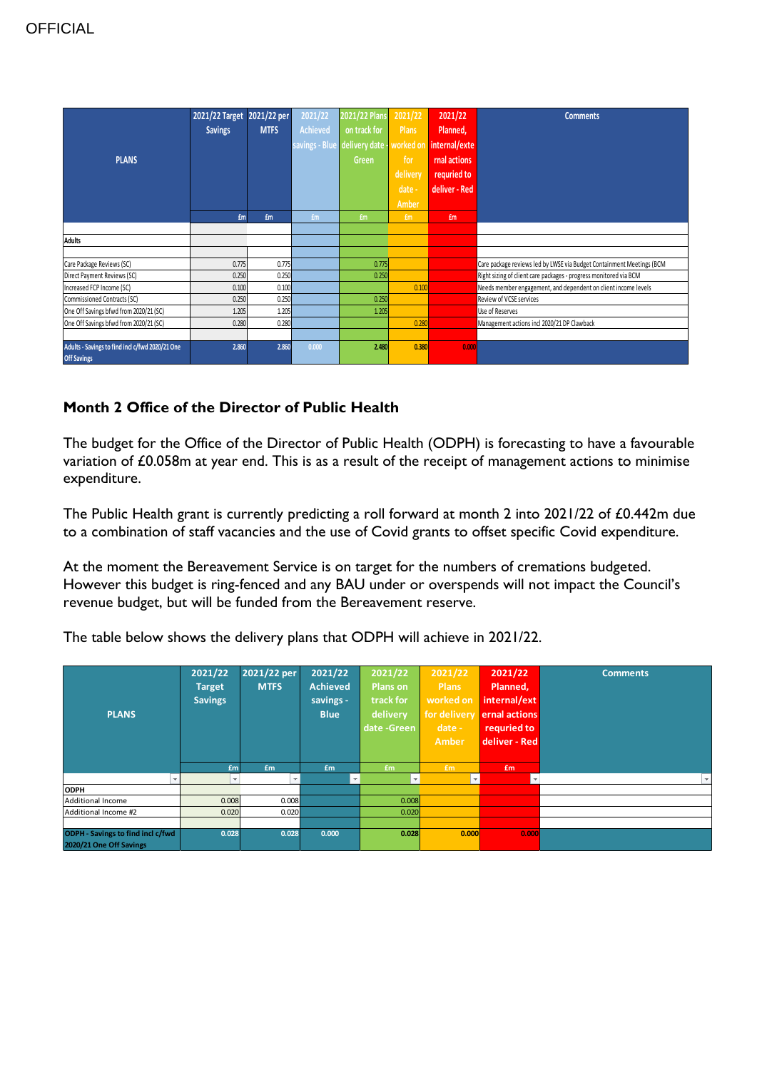OFFICIAL

| PLANS | 2021/22 Target Savings | 2021/22 per MTFS | 2021/22 Achieved savings - Blue | 2021/22 Plans on track for delivery date - Green | 2021/22 Plans worked on for delivery date - Amber | 2021/22 Planned, internal/external actions requried to deliver - Red | Comments |
|---|---|---|---|---|---|---|---|
| | £m | £m | £m | £m | £m | £m | |
| **Adults** | | | | | | | |
| Care Package Reviews (SC) | 0.775 | 0.775 | | 0.775 | | | Care package reviews led by LWSE via Budget Containment Meetings (BCM |
| Direct Payment Reviews (SC) | 0.250 | 0.250 | | 0.250 | | | Right sizing of client care packages - progress monitored via BCM |
| Increased FCP Income (SC) | 0.100 | 0.100 | | | 0.100 | | Needs member engagement, and dependent on client income levels |
| Commissioned Contracts (SC) | 0.250 | 0.250 | | 0.250 | | | Review of VCSE services |
| One Off Savings bfwd from 2020/21 (SC) | 1.205 | 1.205 | | 1.205 | | | Use of Reserves |
| One Off Savings bfwd from 2020/21 (SC) | 0.280 | 0.280 | | | 0.280 | | Management actions incl 2020/21 DP Clawback |
| Adults - Savings to find incl c/fwd 2020/21 One Off Savings | 2.860 | 2.860 | 0.000 | 2.480 | 0.380 | 0.000 | |

**Month 2 Office of the Director of Public Health**

The budget for the Office of the Director of Public Health (ODPH) is forecasting to have a favourable variation of £0.058m at year end. This is as a result of the receipt of management actions to minimise expenditure.

The Public Health grant is currently predicting a roll forward at month 2 into 2021/22 of £0.442m due to a combination of staff vacancies and the use of Covid grants to offset specific Covid expenditure.

At the moment the Bereavement Service is on target for the numbers of cremations budgeted. However this budget is ring-fenced and any BAU under or overspends will not impact the Council's revenue budget, but will be funded from the Bereavement reserve.

The table below shows the delivery plans that ODPH will achieve in 2021/22.

| PLANS | 2021/22 Target Savings | 2021/22 per MTFS | 2021/22 Achieved savings - Blue | 2021/22 Plans on track for delivery date -Green | 2021/22 Plans worked on for delivery date - Amber | 2021/22 Planned, internal/external actions requried to deliver - Red | Comments |
|---|---|---|---|---|---|---|---|
| | £m | £m | £m | £m | £m | £m | |
| **ODPH** | | | | | | | |
| Additional Income | 0.008 | 0.008 | | 0.008 | | | |
| Additional Income #2 | 0.020 | 0.020 | | 0.020 | | | |
| ODPH - Savings to find incl c/fwd 2020/21 One Off Savings | 0.028 | 0.028 | 0.000 | 0.028 | 0.000 | 0.000 | |